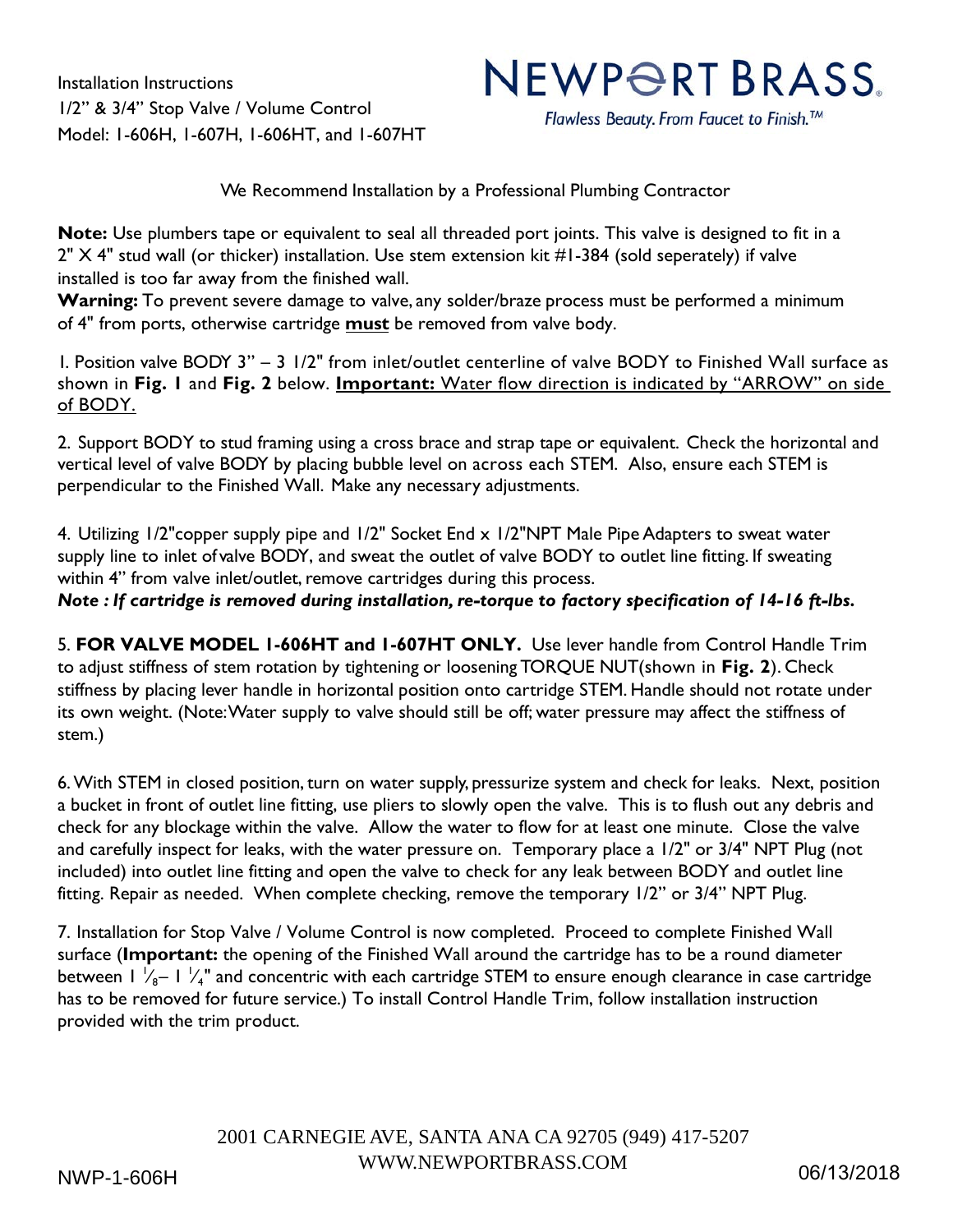Installation Instructions
1/2" & 3/4" Stop Valve / Volume Control
Model: 1-606H, 1-607H, 1-606HT, and 1-607HT

# NEWPORT BRASS

*Flawless Beauty. From Faucet to Finish.™*

We Recommend Installation by a Professional Plumbing Contractor

**Note:** Use plumbers tape or equivalent to seal all threaded port joints. This valve is designed to fit in a 2" X 4" stud wall (or thicker) installation. Use stem extension kit #1-384 (sold seperately) if valve installed is too far away from the finished wall.

**Warning:** To prevent severe damage to valve, any solder/braze process must be performed a minimum of 4" from ports, otherwise cartridge **must** be removed from valve body.

1. Position valve BODY 3" – 3 1/2" from inlet/outlet centerline of valve BODY to Finished Wall surface as shown in **Fig. 1** and **Fig. 2** below. **Important:** Water flow direction is indicated by "ARROW" on side of BODY.

2. Support BODY to stud framing using a cross brace and strap tape or equivalent. Check the horizontal and vertical level of valve BODY by placing bubble level on across each STEM. Also, ensure each STEM is perpendicular to the Finished Wall. Make any necessary adjustments.

4. Utilizing 1/2"copper supply pipe and 1/2" Socket End x 1/2"NPT Male Pipe Adapters to sweat water supply line to inlet ofvalve BODY, and sweat the outlet of valve BODY to outlet line fitting. If sweating within 4" from valve inlet/outlet, remove cartridges during this process.
***Note : If cartridge is removed during installation, re-torque to factory specification of 14-16 ft-lbs.***

5. **FOR VALVE MODEL 1-606HT and 1-607HT ONLY.** Use lever handle from Control Handle Trim to adjust stiffness of stem rotation by tightening or loosening TORQUE NUT(shown in **Fig. 2**). Check stiffness by placing lever handle in horizontal position onto cartridge STEM. Handle should not rotate under its own weight. (Note:Water supply to valve should still be off; water pressure may affect the stiffness of stem.)

6. With STEM in closed position, turn on water supply, pressurize system and check for leaks. Next, position a bucket in front of outlet line fitting, use pliers to slowly open the valve. This is to flush out any debris and check for any blockage within the valve. Allow the water to flow for at least one minute. Close the valve and carefully inspect for leaks, with the water pressure on. Temporary place a 1/2" or 3/4" NPT Plug (not included) into outlet line fitting and open the valve to check for any leak between BODY and outlet line fitting. Repair as needed. When complete checking, remove the temporary 1/2" or 3/4" NPT Plug.

7. Installation for Stop Valve / Volume Control is now completed. Proceed to complete Finished Wall surface (**Important:** the opening of the Finished Wall around the cartridge has to be a round diameter between 1 1/8– 1 1/4" and concentric with each cartridge STEM to ensure enough clearance in case cartridge has to be removed for future service.) To install Control Handle Trim, follow installation instruction provided with the trim product.

2001 CARNEGIE AVE, SANTA ANA CA 92705 (949) 417-5207
WWW.NEWPORTBRASS.COM

NWP-1-606H

06/13/2018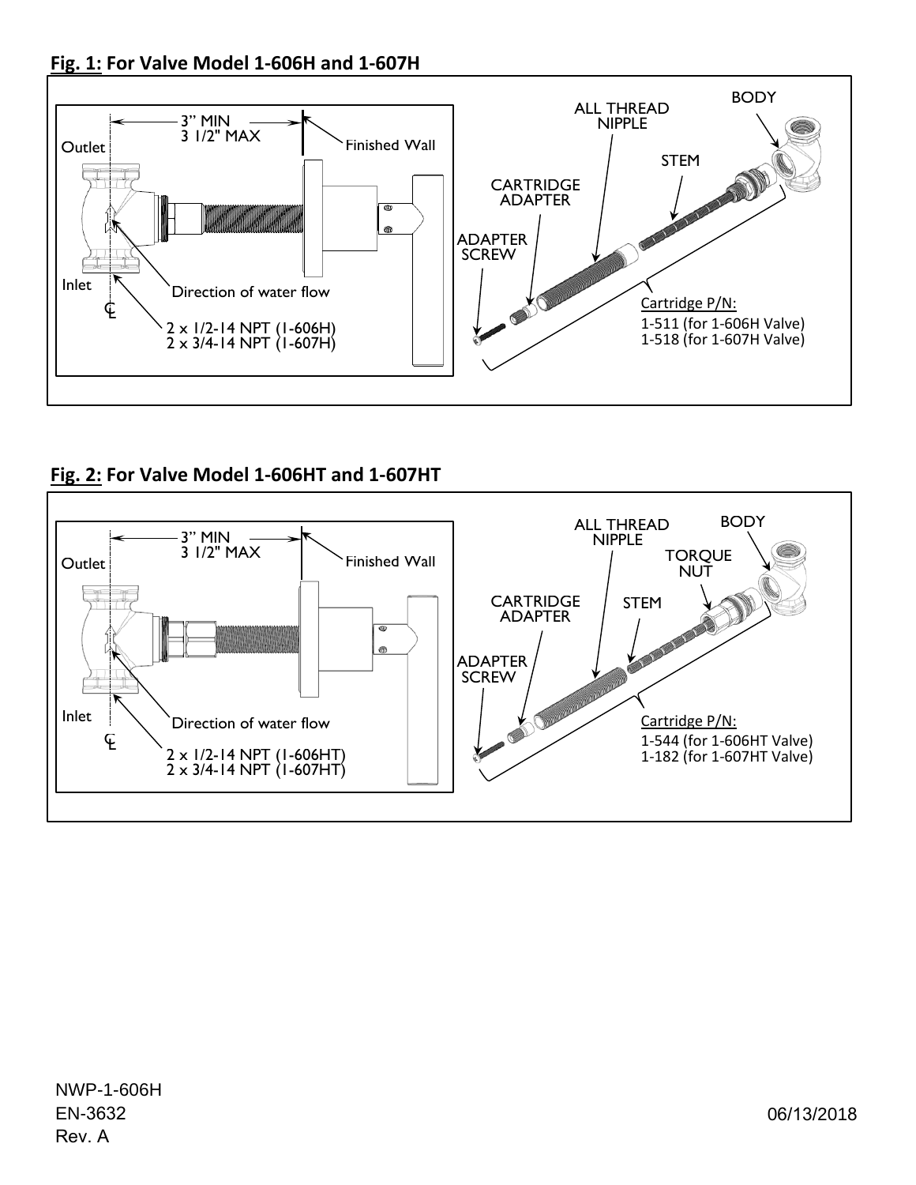**Fig. 1:** **For Valve Model 1-606H and 1-607H**

3" MIN
3 1/2" MAX

Finished Wall

Outlet

Inlet

Direction of water flow

℄

2 x 1/2-14 NPT (1-606H)
2 x 3/4-14 NPT (1-607H)

BODY

ALL THREAD NIPPLE

STEM

CARTRIDGE ADAPTER

ADAPTER SCREW

Cartridge P/N:
1-511 (for 1-606H Valve)
1-518 (for 1-607H Valve)

**Fig. 2:** **For Valve Model 1-606HT and 1-607HT**

3" MIN
3 1/2" MAX

Finished Wall

Outlet

Inlet

Direction of water flow

℄

2 x 1/2-14 NPT (1-606HT)
2 x 3/4-14 NPT (1-607HT)

ALL THREAD NIPPLE

BODY

TORQUE NUT

CARTRIDGE ADAPTER

STEM

ADAPTER SCREW

Cartridge P/N:
1-544 (for 1-606HT Valve)
1-182 (for 1-607HT Valve)

NWP-1-606H
EN-3632
Rev. A

06/13/2018